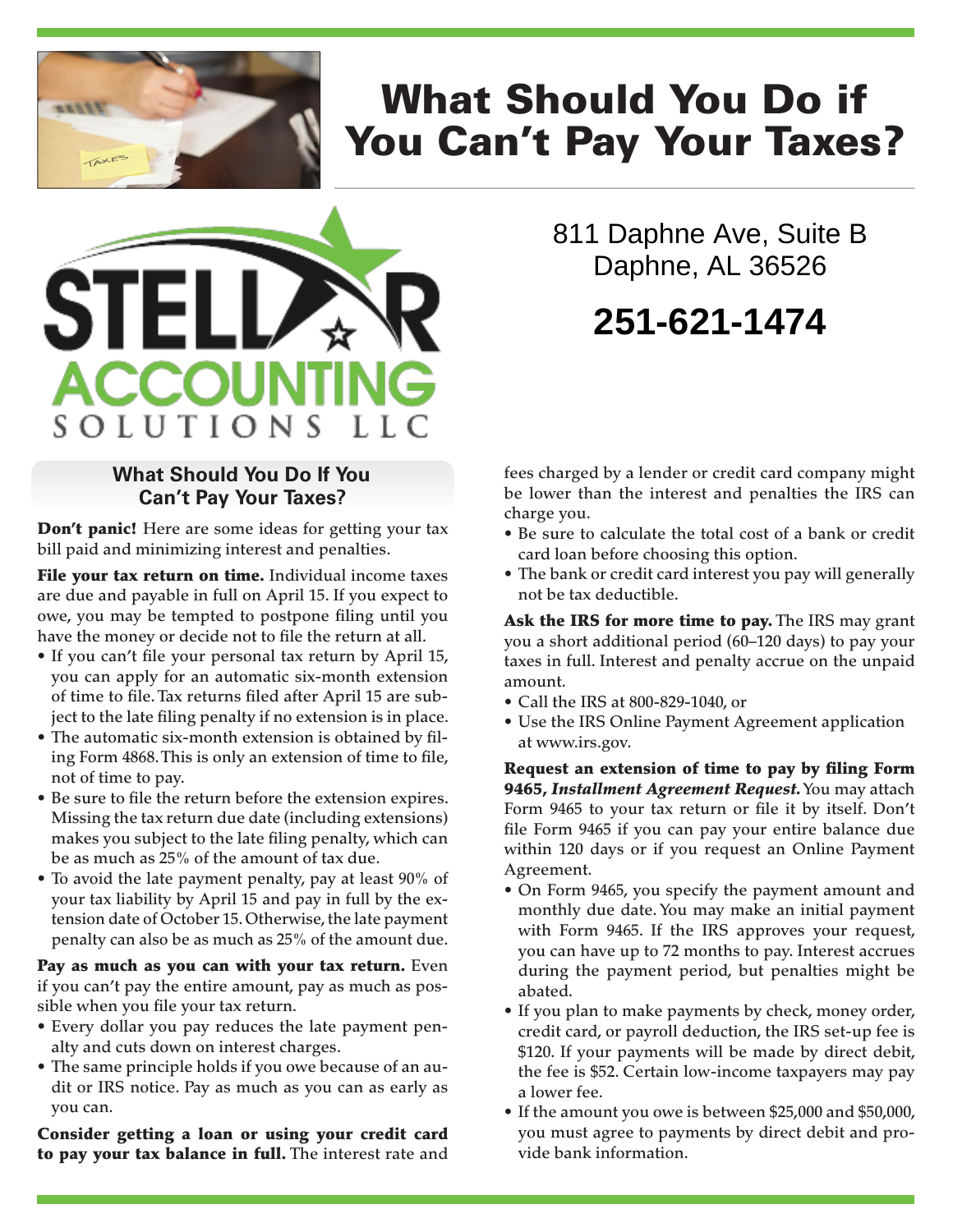# What Should You Do if You Can't Pay Your Taxes?

STELLAR ACCOUNTING SOLUTIONS LLC

811 Daphne Ave, Suite B
Daphne, AL 36526

**251-621-1474**

## What Should You Do If You Can't Pay Your Taxes?

**Don't panic!** Here are some ideas for getting your tax bill paid and minimizing interest and penalties.

**File your tax return on time.** Individual income taxes are due and payable in full on April 15. If you expect to owe, you may be tempted to postpone filing until you have the money or decide not to file the return at all.

- If you can't file your personal tax return by April 15, you can apply for an automatic six-month extension of time to file. Tax returns filed after April 15 are subject to the late filing penalty if no extension is in place.
- The automatic six-month extension is obtained by filing Form 4868. This is only an extension of time to file, not of time to pay.
- Be sure to file the return before the extension expires. Missing the tax return due date (including extensions) makes you subject to the late filing penalty, which can be as much as 25% of the amount of tax due.
- To avoid the late payment penalty, pay at least 90% of your tax liability by April 15 and pay in full by the extension date of October 15. Otherwise, the late payment penalty can also be as much as 25% of the amount due.

**Pay as much as you can with your tax return.** Even if you can't pay the entire amount, pay as much as possible when you file your tax return.

- Every dollar you pay reduces the late payment penalty and cuts down on interest charges.
- The same principle holds if you owe because of an audit or IRS notice. Pay as much as you can as early as you can.

**Consider getting a loan or using your credit card to pay your tax balance in full.** The interest rate and fees charged by a lender or credit card company might be lower than the interest and penalties the IRS can charge you.

- Be sure to calculate the total cost of a bank or credit card loan before choosing this option.
- The bank or credit card interest you pay will generally not be tax deductible.

**Ask the IRS for more time to pay.** The IRS may grant you a short additional period (60–120 days) to pay your taxes in full. Interest and penalty accrue on the unpaid amount.

- Call the IRS at 800-829-1040, or
- Use the IRS Online Payment Agreement application at www.irs.gov.

**Request an extension of time to pay by filing Form 9465, *Installment Agreement Request.*** You may attach Form 9465 to your tax return or file it by itself. Don't file Form 9465 if you can pay your entire balance due within 120 days or if you request an Online Payment Agreement.

- On Form 9465, you specify the payment amount and monthly due date. You may make an initial payment with Form 9465. If the IRS approves your request, you can have up to 72 months to pay. Interest accrues during the payment period, but penalties might be abated.
- If you plan to make payments by check, money order, credit card, or payroll deduction, the IRS set-up fee is $120. If your payments will be made by direct debit, the fee is $52. Certain low-income taxpayers may pay a lower fee.
- If the amount you owe is between $25,000 and $50,000, you must agree to payments by direct debit and provide bank information.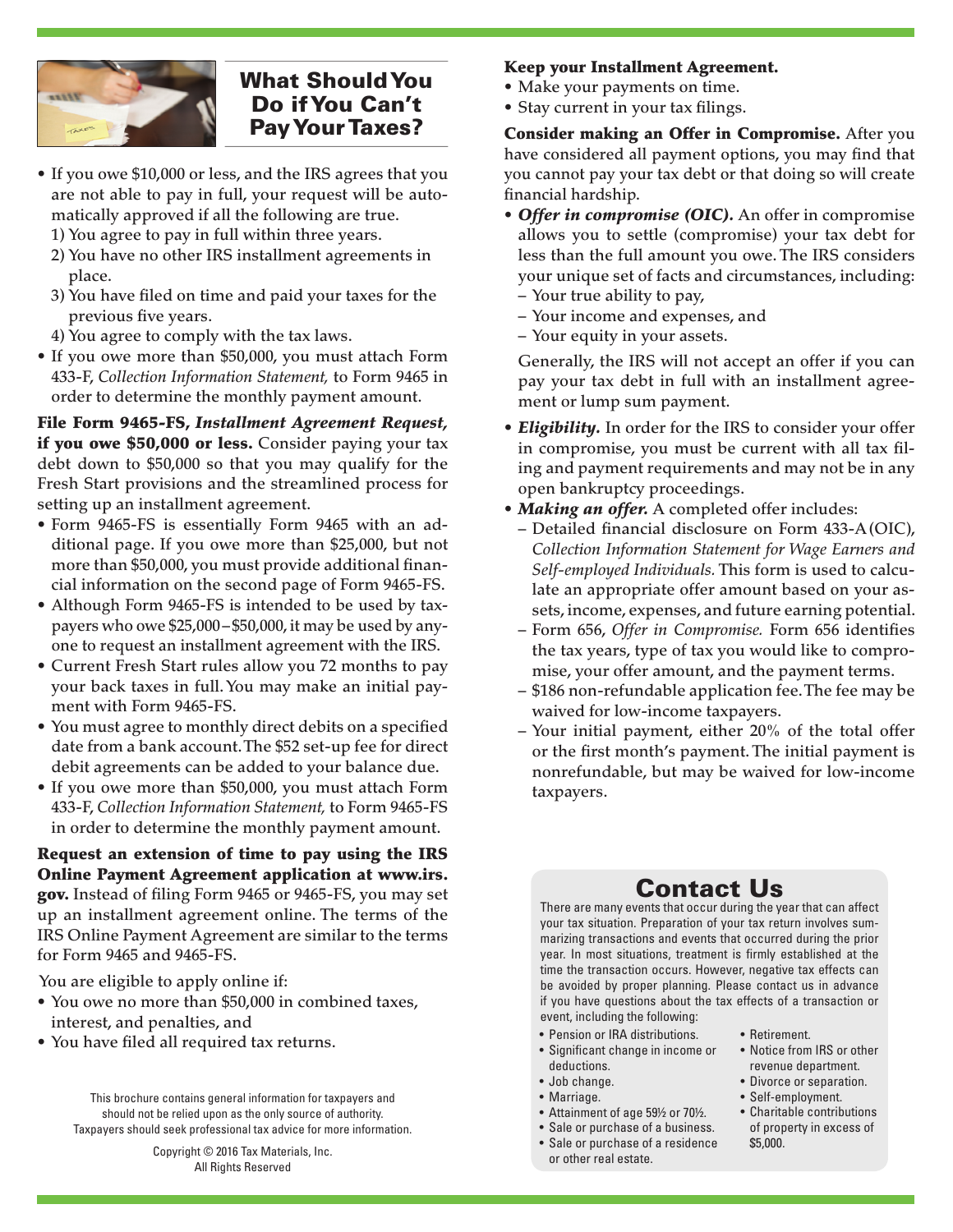# What Should You Do if You Can't Pay Your Taxes?

- If you owe $10,000 or less, and the IRS agrees that you are not able to pay in full, your request will be automatically approved if all the following are true.
  1) You agree to pay in full within three years.
  2) You have no other IRS installment agreements in place.
  3) You have filed on time and paid your taxes for the previous five years.
  4) You agree to comply with the tax laws.
- If you owe more than $50,000, you must attach Form 433-F, *Collection Information Statement,* to Form 9465 in order to determine the monthly payment amount.

**File Form 9465-FS, *Installment Agreement Request,* if you owe $50,000 or less.** Consider paying your tax debt down to $50,000 so that you may qualify for the Fresh Start provisions and the streamlined process for setting up an installment agreement.

- Form 9465-FS is essentially Form 9465 with an additional page. If you owe more than $25,000, but not more than $50,000, you must provide additional financial information on the second page of Form 9465-FS.
- Although Form 9465-FS is intended to be used by taxpayers who owe $25,000–$50,000, it may be used by anyone to request an installment agreement with the IRS.
- Current Fresh Start rules allow you 72 months to pay your back taxes in full. You may make an initial payment with Form 9465-FS.
- You must agree to monthly direct debits on a specified date from a bank account. The $52 set-up fee for direct debit agreements can be added to your balance due.
- If you owe more than $50,000, you must attach Form 433-F, *Collection Information Statement,* to Form 9465-FS in order to determine the monthly payment amount.

**Request an extension of time to pay using the IRS Online Payment Agreement application at www.irs.gov.** Instead of filing Form 9465 or 9465-FS, you may set up an installment agreement online. The terms of the IRS Online Payment Agreement are similar to the terms for Form 9465 and 9465-FS.

You are eligible to apply online if:

- You owe no more than $50,000 in combined taxes, interest, and penalties, and
- You have filed all required tax returns.

**Keep your Installment Agreement.**

- Make your payments on time.
- Stay current in your tax filings.

**Consider making an Offer in Compromise.** After you have considered all payment options, you may find that you cannot pay your tax debt or that doing so will create financial hardship.

- ***Offer in compromise (OIC).*** An offer in compromise allows you to settle (compromise) your tax debt for less than the full amount you owe. The IRS considers your unique set of facts and circumstances, including:
  - Your true ability to pay,
  - Your income and expenses, and
  - Your equity in your assets.

  Generally, the IRS will not accept an offer if you can pay your tax debt in full with an installment agreement or lump sum payment.
- ***Eligibility.*** In order for the IRS to consider your offer in compromise, you must be current with all tax filing and payment requirements and may not be in any open bankruptcy proceedings.
- ***Making an offer.*** A completed offer includes:
  - Detailed financial disclosure on Form 433-A (OIC), *Collection Information Statement for Wage Earners and Self-employed Individuals.* This form is used to calculate an appropriate offer amount based on your assets, income, expenses, and future earning potential.
  - Form 656, *Offer in Compromise.* Form 656 identifies the tax years, type of tax you would like to compromise, your offer amount, and the payment terms.
  - $186 non-refundable application fee. The fee may be waived for low-income taxpayers.
  - Your initial payment, either 20% of the total offer or the first month's payment. The initial payment is nonrefundable, but may be waived for low-income taxpayers.

## Contact Us

There are many events that occur during the year that can affect your tax situation. Preparation of your tax return involves summarizing transactions and events that occurred during the prior year. In most situations, treatment is firmly established at the time the transaction occurs. However, negative tax effects can be avoided by proper planning. Please contact us in advance if you have questions about the tax effects of a transaction or event, including the following:

- Pension or IRA distributions.
- Significant change in income or deductions.
- Job change.
- Marriage.
- Attainment of age 59½ or 70½.
- Sale or purchase of a business.
- Sale or purchase of a residence or other real estate.
- Retirement.
- Notice from IRS or other revenue department.
- Divorce or separation.
- Self-employment.
- Charitable contributions of property in excess of $5,000.

This brochure contains general information for taxpayers and should not be relied upon as the only source of authority. Taxpayers should seek professional tax advice for more information.

Copyright © 2016 Tax Materials, Inc. All Rights Reserved